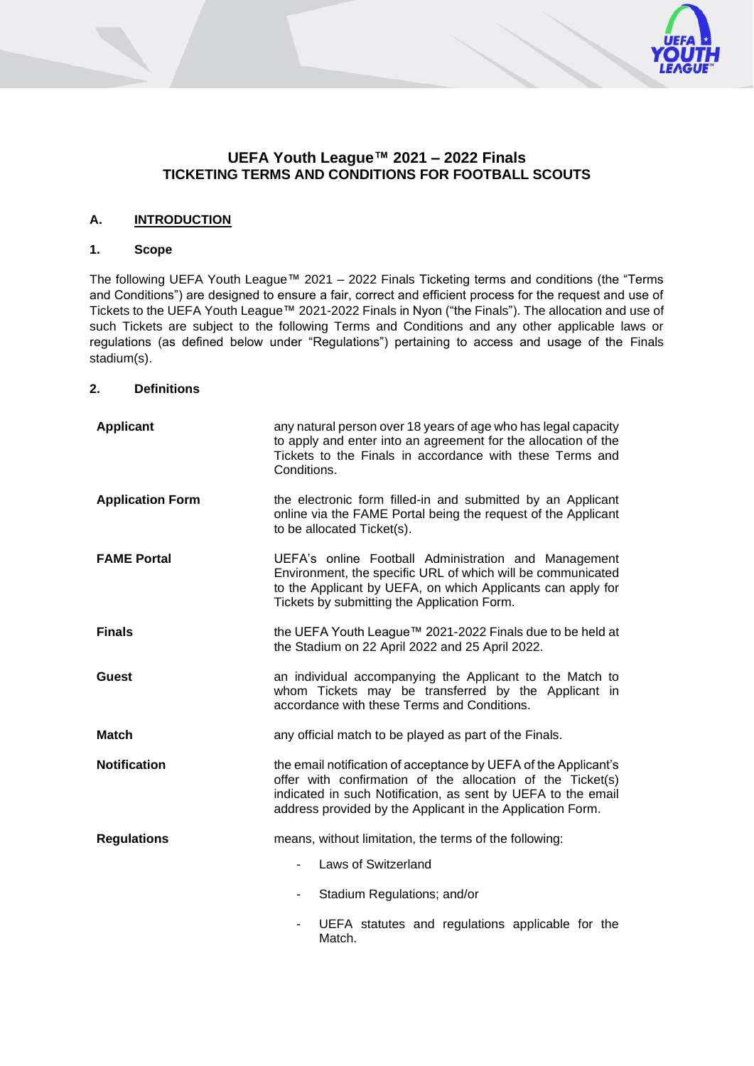# UEFA Youth League™ 2021 – 2022 Finals
# TICKETING TERMS AND CONDITIONS FOR FOOTBALL SCOUTS

## A. INTRODUCTION

### 1. Scope

The following UEFA Youth League™ 2021 – 2022 Finals Ticketing terms and conditions (the "Terms and Conditions") are designed to ensure a fair, correct and efficient process for the request and use of Tickets to the UEFA Youth League™ 2021-2022 Finals in Nyon ("the Finals"). The allocation and use of such Tickets are subject to the following Terms and Conditions and any other applicable laws or regulations (as defined below under "Regulations") pertaining to access and usage of the Finals stadium(s).

### 2. Definitions

| | |
|---|---|
| **Applicant** | any natural person over 18 years of age who has legal capacity to apply and enter into an agreement for the allocation of the Tickets to the Finals in accordance with these Terms and Conditions. |
| **Application Form** | the electronic form filled-in and submitted by an Applicant online via the FAME Portal being the request of the Applicant to be allocated Ticket(s). |
| **FAME Portal** | UEFA's online Football Administration and Management Environment, the specific URL of which will be communicated to the Applicant by UEFA, on which Applicants can apply for Tickets by submitting the Application Form. |
| **Finals** | the UEFA Youth League™ 2021-2022 Finals due to be held at the Stadium on 22 April 2022 and 25 April 2022. |
| **Guest** | an individual accompanying the Applicant to the Match to whom Tickets may be transferred by the Applicant in accordance with these Terms and Conditions. |
| **Match** | any official match to be played as part of the Finals. |
| **Notification** | the email notification of acceptance by UEFA of the Applicant's offer with confirmation of the allocation of the Ticket(s) indicated in such Notification, as sent by UEFA to the email address provided by the Applicant in the Application Form. |
| **Regulations** | means, without limitation, the terms of the following:<br>- Laws of Switzerland<br>- Stadium Regulations; and/or<br>- UEFA statutes and regulations applicable for the Match. |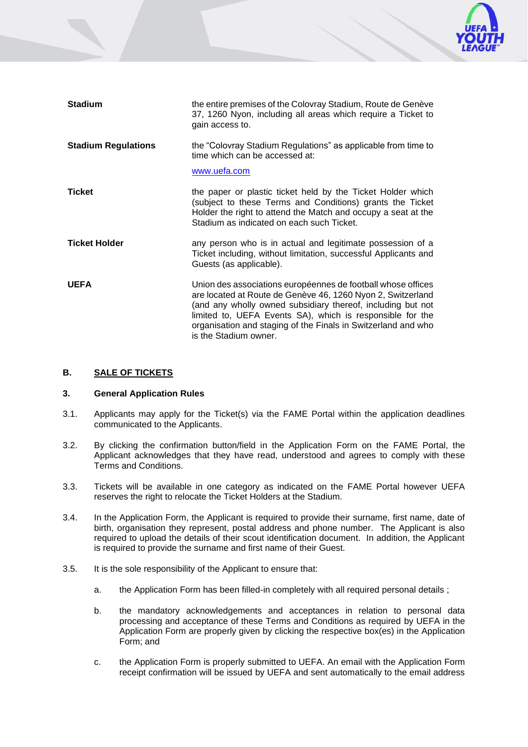| | |
|---|---|
| **Stadium** | the entire premises of the Colovray Stadium, Route de Genève 37, 1260 Nyon, including all areas which require a Ticket to gain access to. |
| **Stadium Regulations** | the "Colovray Stadium Regulations" as applicable from time to time which can be accessed at: [www.uefa.com](http://www.uefa.com) |
| **Ticket** | the paper or plastic ticket held by the Ticket Holder which (subject to these Terms and Conditions) grants the Ticket Holder the right to attend the Match and occupy a seat at the Stadium as indicated on each such Ticket. |
| **Ticket Holder** | any person who is in actual and legitimate possession of a Ticket including, without limitation, successful Applicants and Guests (as applicable). |
| **UEFA** | Union des associations européennes de football whose offices are located at Route de Genève 46, 1260 Nyon 2, Switzerland (and any wholly owned subsidiary thereof, including but not limited to, UEFA Events SA), which is responsible for the organisation and staging of the Finals in Switzerland and who is the Stadium owner. |

## B. SALE OF TICKETS

### 3. General Application Rules

3.1. Applicants may apply for the Ticket(s) via the FAME Portal within the application deadlines communicated to the Applicants.

3.2. By clicking the confirmation button/field in the Application Form on the FAME Portal, the Applicant acknowledges that they have read, understood and agrees to comply with these Terms and Conditions.

3.3. Tickets will be available in one category as indicated on the FAME Portal however UEFA reserves the right to relocate the Ticket Holders at the Stadium.

3.4. In the Application Form, the Applicant is required to provide their surname, first name, date of birth, organisation they represent, postal address and phone number. The Applicant is also required to upload the details of their scout identification document. In addition, the Applicant is required to provide the surname and first name of their Guest.

3.5. It is the sole responsibility of the Applicant to ensure that:

a. the Application Form has been filled-in completely with all required personal details ;

b. the mandatory acknowledgements and acceptances in relation to personal data processing and acceptance of these Terms and Conditions as required by UEFA in the Application Form are properly given by clicking the respective box(es) in the Application Form; and

c. the Application Form is properly submitted to UEFA. An email with the Application Form receipt confirmation will be issued by UEFA and sent automatically to the email address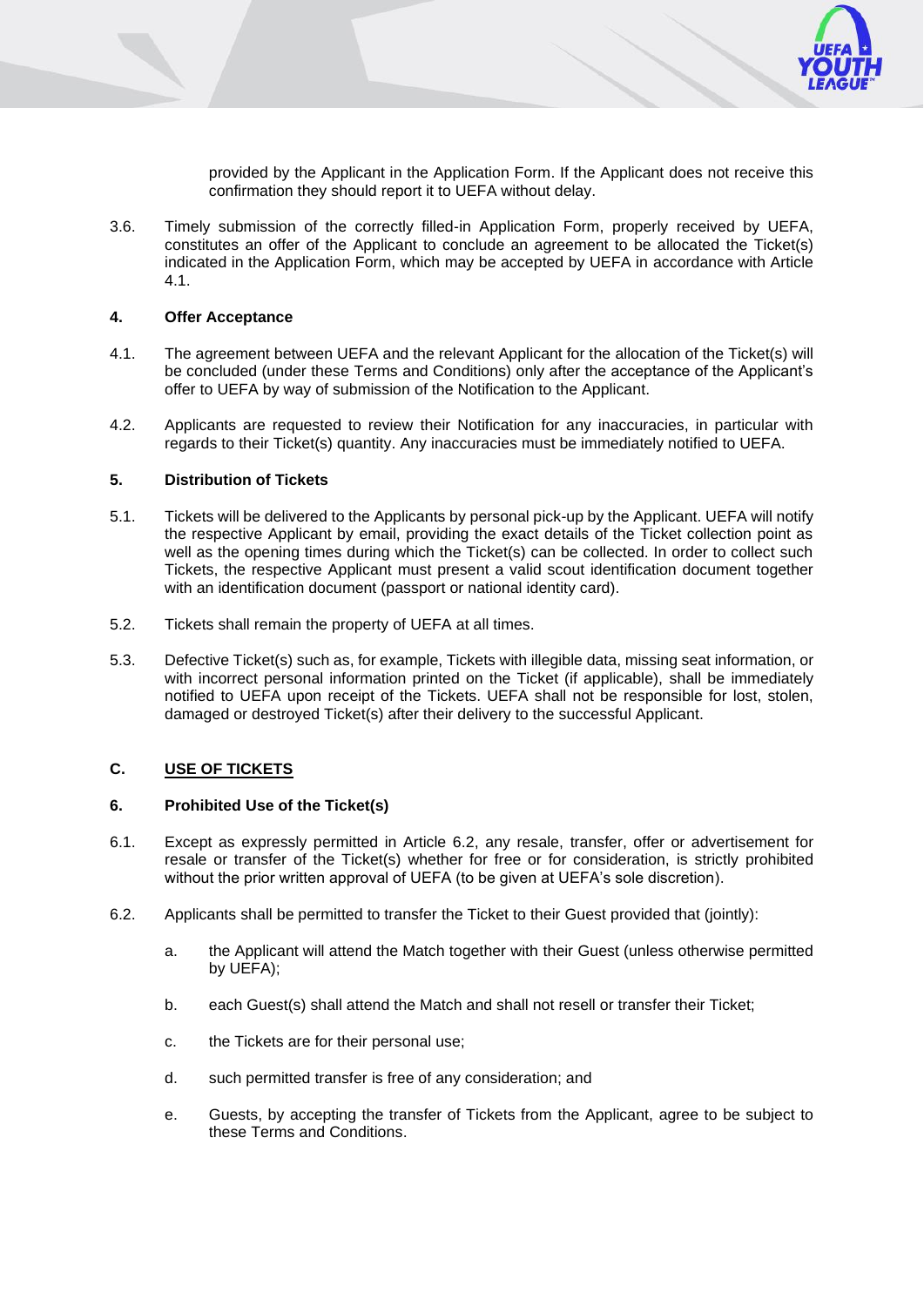provided by the Applicant in the Application Form. If the Applicant does not receive this confirmation they should report it to UEFA without delay.

3.6. Timely submission of the correctly filled-in Application Form, properly received by UEFA, constitutes an offer of the Applicant to conclude an agreement to be allocated the Ticket(s) indicated in the Application Form, which may be accepted by UEFA in accordance with Article 4.1.

### 4. Offer Acceptance

4.1. The agreement between UEFA and the relevant Applicant for the allocation of the Ticket(s) will be concluded (under these Terms and Conditions) only after the acceptance of the Applicant's offer to UEFA by way of submission of the Notification to the Applicant.

4.2. Applicants are requested to review their Notification for any inaccuracies, in particular with regards to their Ticket(s) quantity. Any inaccuracies must be immediately notified to UEFA.

### 5. Distribution of Tickets

5.1. Tickets will be delivered to the Applicants by personal pick-up by the Applicant. UEFA will notify the respective Applicant by email, providing the exact details of the Ticket collection point as well as the opening times during which the Ticket(s) can be collected. In order to collect such Tickets, the respective Applicant must present a valid scout identification document together with an identification document (passport or national identity card).

5.2. Tickets shall remain the property of UEFA at all times.

5.3. Defective Ticket(s) such as, for example, Tickets with illegible data, missing seat information, or with incorrect personal information printed on the Ticket (if applicable), shall be immediately notified to UEFA upon receipt of the Tickets. UEFA shall not be responsible for lost, stolen, damaged or destroyed Ticket(s) after their delivery to the successful Applicant.

## C. USE OF TICKETS

### 6. Prohibited Use of the Ticket(s)

6.1. Except as expressly permitted in Article 6.2, any resale, transfer, offer or advertisement for resale or transfer of the Ticket(s) whether for free or for consideration, is strictly prohibited without the prior written approval of UEFA (to be given at UEFA's sole discretion).

6.2. Applicants shall be permitted to transfer the Ticket to their Guest provided that (jointly):

a. the Applicant will attend the Match together with their Guest (unless otherwise permitted by UEFA);

b. each Guest(s) shall attend the Match and shall not resell or transfer their Ticket;

c. the Tickets are for their personal use;

d. such permitted transfer is free of any consideration; and

e. Guests, by accepting the transfer of Tickets from the Applicant, agree to be subject to these Terms and Conditions.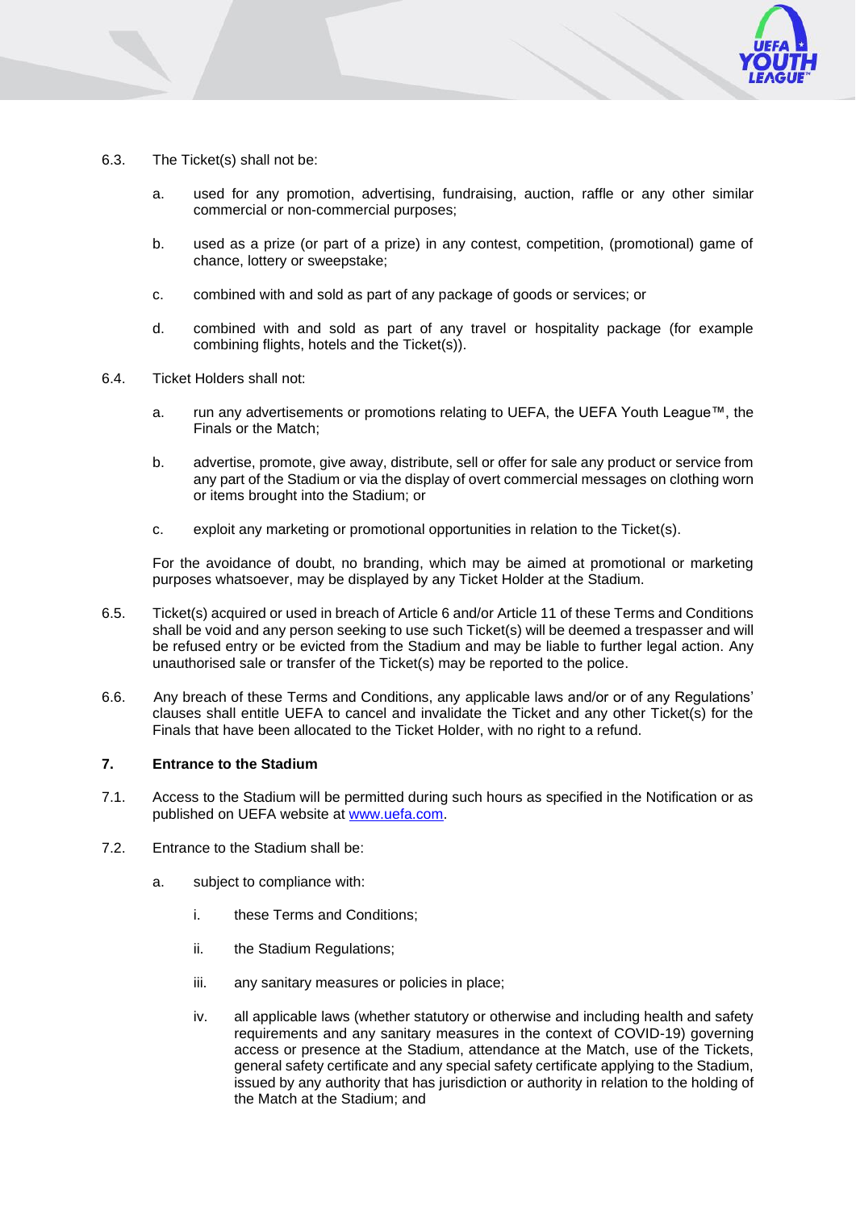6.3. The Ticket(s) shall not be:

   a. used for any promotion, advertising, fundraising, auction, raffle or any other similar commercial or non-commercial purposes;

   b. used as a prize (or part of a prize) in any contest, competition, (promotional) game of chance, lottery or sweepstake;

   c. combined with and sold as part of any package of goods or services; or

   d. combined with and sold as part of any travel or hospitality package (for example combining flights, hotels and the Ticket(s)).

6.4. Ticket Holders shall not:

   a. run any advertisements or promotions relating to UEFA, the UEFA Youth League™, the Finals or the Match;

   b. advertise, promote, give away, distribute, sell or offer for sale any product or service from any part of the Stadium or via the display of overt commercial messages on clothing worn or items brought into the Stadium; or

   c. exploit any marketing or promotional opportunities in relation to the Ticket(s).

   For the avoidance of doubt, no branding, which may be aimed at promotional or marketing purposes whatsoever, may be displayed by any Ticket Holder at the Stadium.

6.5. Ticket(s) acquired or used in breach of Article 6 and/or Article 11 of these Terms and Conditions shall be void and any person seeking to use such Ticket(s) will be deemed a trespasser and will be refused entry or be evicted from the Stadium and may be liable to further legal action. Any unauthorised sale or transfer of the Ticket(s) may be reported to the police.

6.6. Any breach of these Terms and Conditions, any applicable laws and/or or of any Regulations' clauses shall entitle UEFA to cancel and invalidate the Ticket and any other Ticket(s) for the Finals that have been allocated to the Ticket Holder, with no right to a refund.

## 7. Entrance to the Stadium

7.1. Access to the Stadium will be permitted during such hours as specified in the Notification or as published on UEFA website at [www.uefa.com](http://www.uefa.com).

7.2. Entrance to the Stadium shall be:

   a. subject to compliance with:

      i. these Terms and Conditions;

      ii. the Stadium Regulations;

      iii. any sanitary measures or policies in place;

      iv. all applicable laws (whether statutory or otherwise and including health and safety requirements and any sanitary measures in the context of COVID-19) governing access or presence at the Stadium, attendance at the Match, use of the Tickets, general safety certificate and any special safety certificate applying to the Stadium, issued by any authority that has jurisdiction or authority in relation to the holding of the Match at the Stadium; and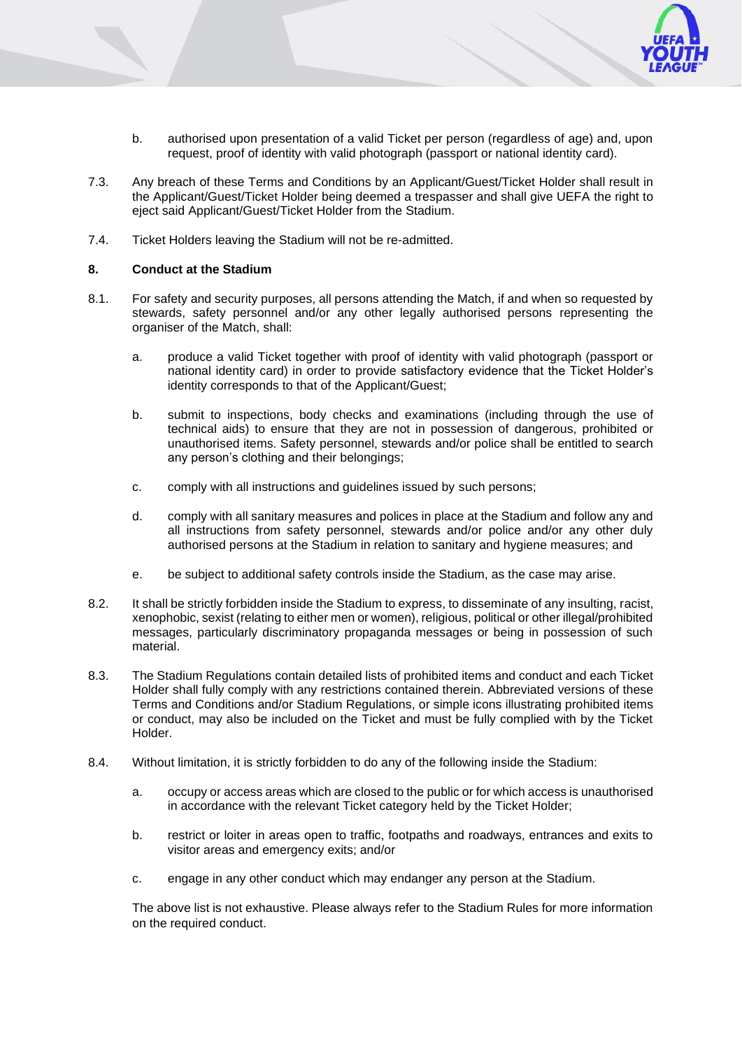b. authorised upon presentation of a valid Ticket per person (regardless of age) and, upon request, proof of identity with valid photograph (passport or national identity card).

7.3. Any breach of these Terms and Conditions by an Applicant/Guest/Ticket Holder shall result in the Applicant/Guest/Ticket Holder being deemed a trespasser and shall give UEFA the right to eject said Applicant/Guest/Ticket Holder from the Stadium.

7.4. Ticket Holders leaving the Stadium will not be re-admitted.

**8. Conduct at the Stadium**

8.1. For safety and security purposes, all persons attending the Match, if and when so requested by stewards, safety personnel and/or any other legally authorised persons representing the organiser of the Match, shall:

a. produce a valid Ticket together with proof of identity with valid photograph (passport or national identity card) in order to provide satisfactory evidence that the Ticket Holder's identity corresponds to that of the Applicant/Guest;

b. submit to inspections, body checks and examinations (including through the use of technical aids) to ensure that they are not in possession of dangerous, prohibited or unauthorised items. Safety personnel, stewards and/or police shall be entitled to search any person's clothing and their belongings;

c. comply with all instructions and guidelines issued by such persons;

d. comply with all sanitary measures and polices in place at the Stadium and follow any and all instructions from safety personnel, stewards and/or police and/or any other duly authorised persons at the Stadium in relation to sanitary and hygiene measures; and

e. be subject to additional safety controls inside the Stadium, as the case may arise.

8.2. It shall be strictly forbidden inside the Stadium to express, to disseminate of any insulting, racist, xenophobic, sexist (relating to either men or women), religious, political or other illegal/prohibited messages, particularly discriminatory propaganda messages or being in possession of such material.

8.3. The Stadium Regulations contain detailed lists of prohibited items and conduct and each Ticket Holder shall fully comply with any restrictions contained therein. Abbreviated versions of these Terms and Conditions and/or Stadium Regulations, or simple icons illustrating prohibited items or conduct, may also be included on the Ticket and must be fully complied with by the Ticket Holder.

8.4. Without limitation, it is strictly forbidden to do any of the following inside the Stadium:

a. occupy or access areas which are closed to the public or for which access is unauthorised in accordance with the relevant Ticket category held by the Ticket Holder;

b. restrict or loiter in areas open to traffic, footpaths and roadways, entrances and exits to visitor areas and emergency exits; and/or

c. engage in any other conduct which may endanger any person at the Stadium.

The above list is not exhaustive. Please always refer to the Stadium Rules for more information on the required conduct.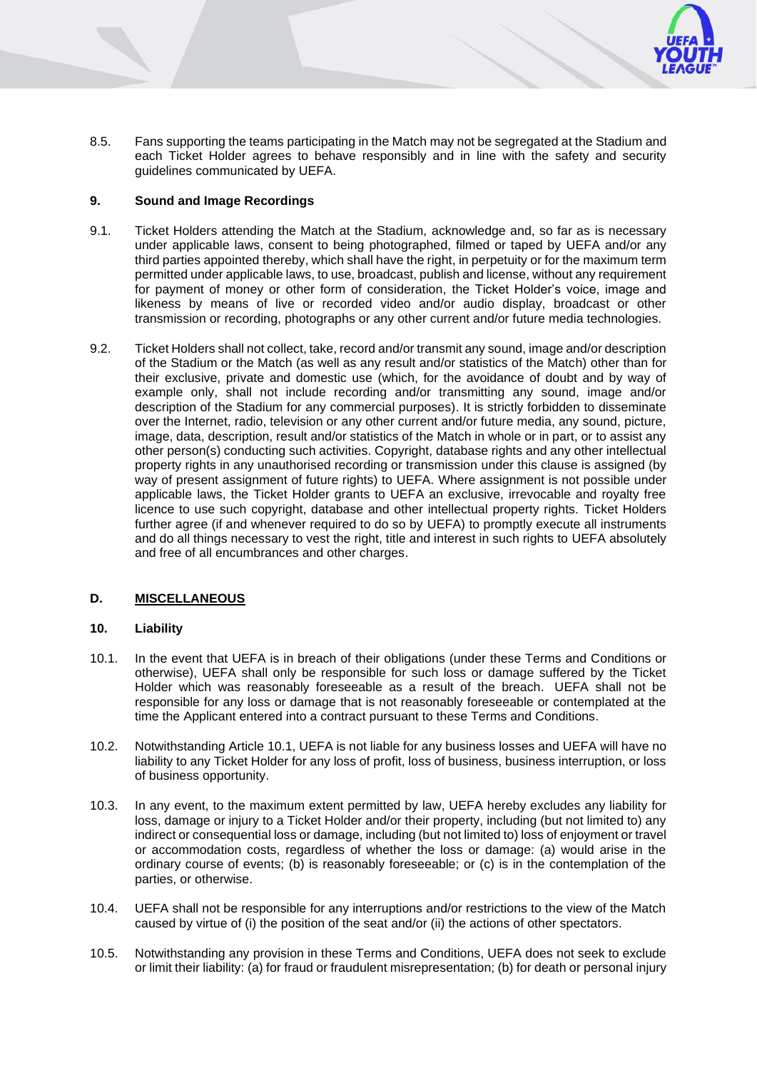8.5. Fans supporting the teams participating in the Match may not be segregated at the Stadium and each Ticket Holder agrees to behave responsibly and in line with the safety and security guidelines communicated by UEFA.

### 9. Sound and Image Recordings

9.1. Ticket Holders attending the Match at the Stadium, acknowledge and, so far as is necessary under applicable laws, consent to being photographed, filmed or taped by UEFA and/or any third parties appointed thereby, which shall have the right, in perpetuity or for the maximum term permitted under applicable laws, to use, broadcast, publish and license, without any requirement for payment of money or other form of consideration, the Ticket Holder's voice, image and likeness by means of live or recorded video and/or audio display, broadcast or other transmission or recording, photographs or any other current and/or future media technologies.

9.2. Ticket Holders shall not collect, take, record and/or transmit any sound, image and/or description of the Stadium or the Match (as well as any result and/or statistics of the Match) other than for their exclusive, private and domestic use (which, for the avoidance of doubt and by way of example only, shall not include recording and/or transmitting any sound, image and/or description of the Stadium for any commercial purposes). It is strictly forbidden to disseminate over the Internet, radio, television or any other current and/or future media, any sound, picture, image, data, description, result and/or statistics of the Match in whole or in part, or to assist any other person(s) conducting such activities. Copyright, database rights and any other intellectual property rights in any unauthorised recording or transmission under this clause is assigned (by way of present assignment of future rights) to UEFA. Where assignment is not possible under applicable laws, the Ticket Holder grants to UEFA an exclusive, irrevocable and royalty free licence to use such copyright, database and other intellectual property rights. Ticket Holders further agree (if and whenever required to do so by UEFA) to promptly execute all instruments and do all things necessary to vest the right, title and interest in such rights to UEFA absolutely and free of all encumbrances and other charges.

## D. <u>MISCELLANEOUS</u>

### 10. Liability

10.1. In the event that UEFA is in breach of their obligations (under these Terms and Conditions or otherwise), UEFA shall only be responsible for such loss or damage suffered by the Ticket Holder which was reasonably foreseeable as a result of the breach. UEFA shall not be responsible for any loss or damage that is not reasonably foreseeable or contemplated at the time the Applicant entered into a contract pursuant to these Terms and Conditions.

10.2. Notwithstanding Article 10.1, UEFA is not liable for any business losses and UEFA will have no liability to any Ticket Holder for any loss of profit, loss of business, business interruption, or loss of business opportunity.

10.3. In any event, to the maximum extent permitted by law, UEFA hereby excludes any liability for loss, damage or injury to a Ticket Holder and/or their property, including (but not limited to) any indirect or consequential loss or damage, including (but not limited to) loss of enjoyment or travel or accommodation costs, regardless of whether the loss or damage: (a) would arise in the ordinary course of events; (b) is reasonably foreseeable; or (c) is in the contemplation of the parties, or otherwise.

10.4. UEFA shall not be responsible for any interruptions and/or restrictions to the view of the Match caused by virtue of (i) the position of the seat and/or (ii) the actions of other spectators.

10.5. Notwithstanding any provision in these Terms and Conditions, UEFA does not seek to exclude or limit their liability: (a) for fraud or fraudulent misrepresentation; (b) for death or personal injury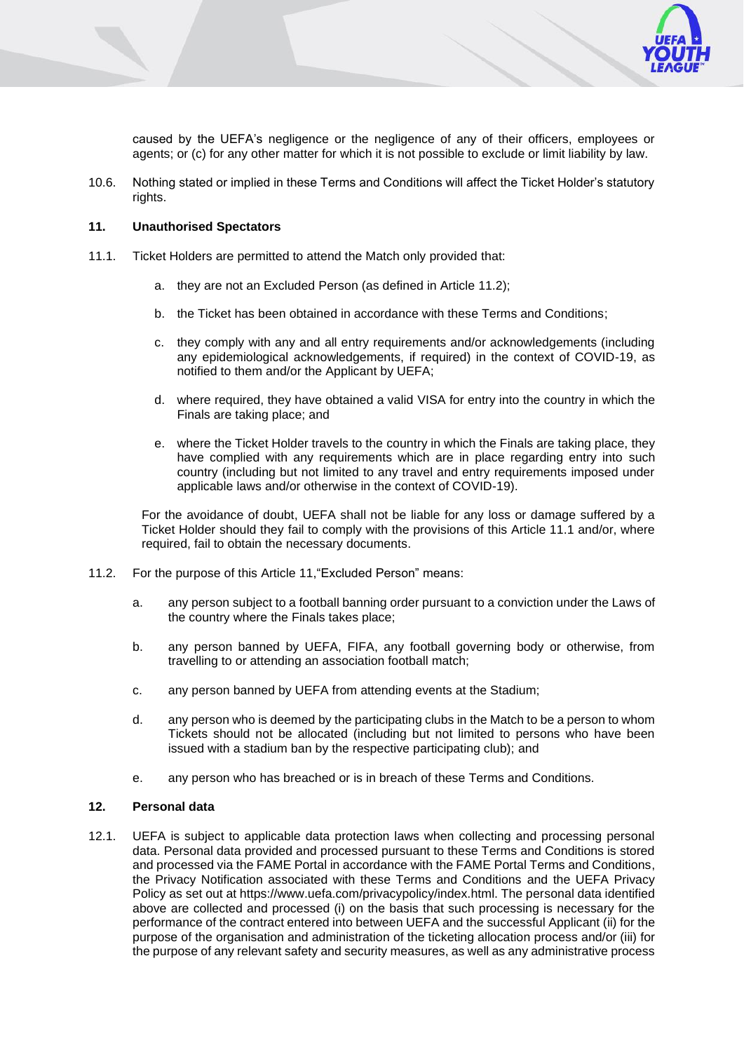caused by the UEFA's negligence or the negligence of any of their officers, employees or agents; or (c) for any other matter for which it is not possible to exclude or limit liability by law.

10.6. Nothing stated or implied in these Terms and Conditions will affect the Ticket Holder's statutory rights.

## 11. Unauthorised Spectators

11.1. Ticket Holders are permitted to attend the Match only provided that:

a. they are not an Excluded Person (as defined in Article 11.2);

b. the Ticket has been obtained in accordance with these Terms and Conditions;

c. they comply with any and all entry requirements and/or acknowledgements (including any epidemiological acknowledgements, if required) in the context of COVID-19, as notified to them and/or the Applicant by UEFA;

d. where required, they have obtained a valid VISA for entry into the country in which the Finals are taking place; and

e. where the Ticket Holder travels to the country in which the Finals are taking place, they have complied with any requirements which are in place regarding entry into such country (including but not limited to any travel and entry requirements imposed under applicable laws and/or otherwise in the context of COVID-19).

For the avoidance of doubt, UEFA shall not be liable for any loss or damage suffered by a Ticket Holder should they fail to comply with the provisions of this Article 11.1 and/or, where required, fail to obtain the necessary documents.

11.2. For the purpose of this Article 11,"Excluded Person" means:

a. any person subject to a football banning order pursuant to a conviction under the Laws of the country where the Finals takes place;

b. any person banned by UEFA, FIFA, any football governing body or otherwise, from travelling to or attending an association football match;

c. any person banned by UEFA from attending events at the Stadium;

d. any person who is deemed by the participating clubs in the Match to be a person to whom Tickets should not be allocated (including but not limited to persons who have been issued with a stadium ban by the respective participating club); and

e. any person who has breached or is in breach of these Terms and Conditions.

## 12. Personal data

12.1. UEFA is subject to applicable data protection laws when collecting and processing personal data. Personal data provided and processed pursuant to these Terms and Conditions is stored and processed via the FAME Portal in accordance with the FAME Portal Terms and Conditions, the Privacy Notification associated with these Terms and Conditions and the UEFA Privacy Policy as set out at https://www.uefa.com/privacypolicy/index.html. The personal data identified above are collected and processed (i) on the basis that such processing is necessary for the performance of the contract entered into between UEFA and the successful Applicant (ii) for the purpose of the organisation and administration of the ticketing allocation process and/or (iii) for the purpose of any relevant safety and security measures, as well as any administrative process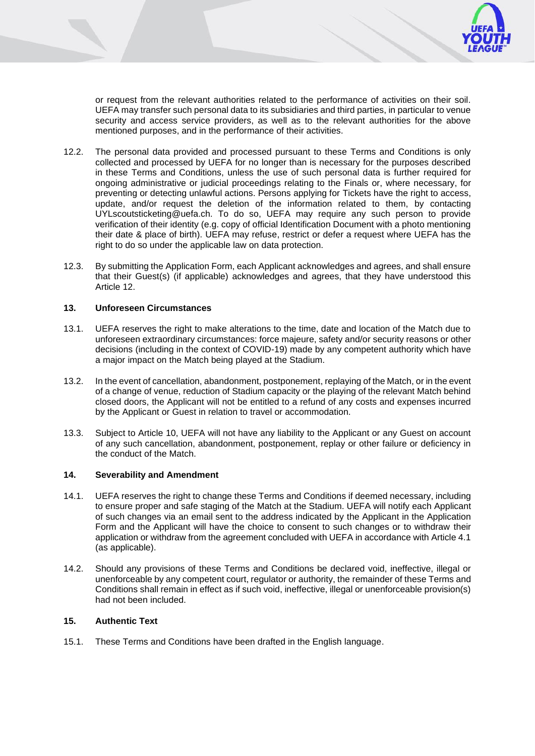or request from the relevant authorities related to the performance of activities on their soil. UEFA may transfer such personal data to its subsidiaries and third parties, in particular to venue security and access service providers, as well as to the relevant authorities for the above mentioned purposes, and in the performance of their activities.

12.2. The personal data provided and processed pursuant to these Terms and Conditions is only collected and processed by UEFA for no longer than is necessary for the purposes described in these Terms and Conditions, unless the use of such personal data is further required for ongoing administrative or judicial proceedings relating to the Finals or, where necessary, for preventing or detecting unlawful actions. Persons applying for Tickets have the right to access, update, and/or request the deletion of the information related to them, by contacting UYLscoutsticketing@uefa.ch. To do so, UEFA may require any such person to provide verification of their identity (e.g. copy of official Identification Document with a photo mentioning their date & place of birth). UEFA may refuse, restrict or defer a request where UEFA has the right to do so under the applicable law on data protection.

12.3. By submitting the Application Form, each Applicant acknowledges and agrees, and shall ensure that their Guest(s) (if applicable) acknowledges and agrees, that they have understood this Article 12.

## 13. Unforeseen Circumstances

13.1. UEFA reserves the right to make alterations to the time, date and location of the Match due to unforeseen extraordinary circumstances: force majeure, safety and/or security reasons or other decisions (including in the context of COVID-19) made by any competent authority which have a major impact on the Match being played at the Stadium.

13.2. In the event of cancellation, abandonment, postponement, replaying of the Match, or in the event of a change of venue, reduction of Stadium capacity or the playing of the relevant Match behind closed doors, the Applicant will not be entitled to a refund of any costs and expenses incurred by the Applicant or Guest in relation to travel or accommodation.

13.3. Subject to Article 10, UEFA will not have any liability to the Applicant or any Guest on account of any such cancellation, abandonment, postponement, replay or other failure or deficiency in the conduct of the Match.

## 14. Severability and Amendment

14.1. UEFA reserves the right to change these Terms and Conditions if deemed necessary, including to ensure proper and safe staging of the Match at the Stadium. UEFA will notify each Applicant of such changes via an email sent to the address indicated by the Applicant in the Application Form and the Applicant will have the choice to consent to such changes or to withdraw their application or withdraw from the agreement concluded with UEFA in accordance with Article 4.1 (as applicable).

14.2. Should any provisions of these Terms and Conditions be declared void, ineffective, illegal or unenforceable by any competent court, regulator or authority, the remainder of these Terms and Conditions shall remain in effect as if such void, ineffective, illegal or unenforceable provision(s) had not been included.

## 15. Authentic Text

15.1. These Terms and Conditions have been drafted in the English language.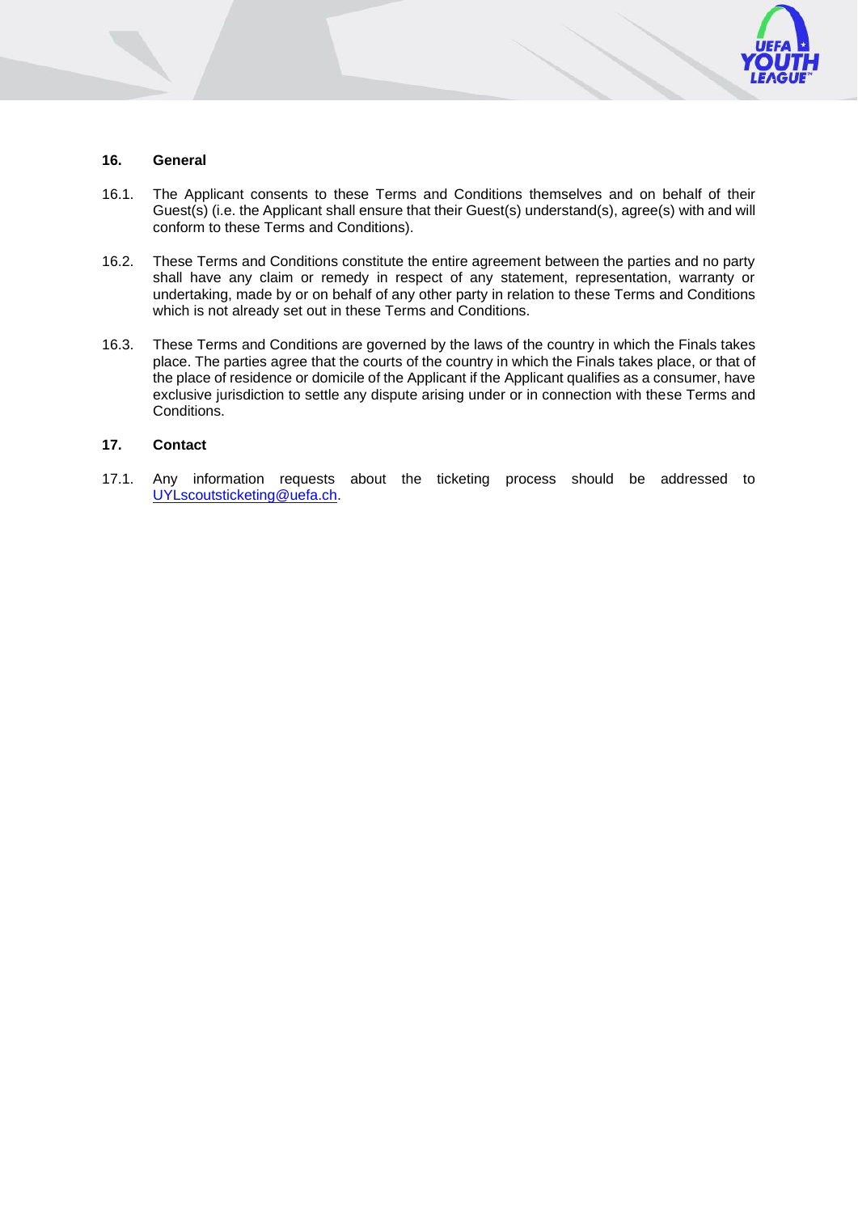## 16. General

16.1. The Applicant consents to these Terms and Conditions themselves and on behalf of their Guest(s) (i.e. the Applicant shall ensure that their Guest(s) understand(s), agree(s) with and will conform to these Terms and Conditions).

16.2. These Terms and Conditions constitute the entire agreement between the parties and no party shall have any claim or remedy in respect of any statement, representation, warranty or undertaking, made by or on behalf of any other party in relation to these Terms and Conditions which is not already set out in these Terms and Conditions.

16.3. These Terms and Conditions are governed by the laws of the country in which the Finals takes place. The parties agree that the courts of the country in which the Finals takes place, or that of the place of residence or domicile of the Applicant if the Applicant qualifies as a consumer, have exclusive jurisdiction to settle any dispute arising under or in connection with these Terms and Conditions.

## 17. Contact

17.1. Any information requests about the ticketing process should be addressed to UYLscoutsticketing@uefa.ch.